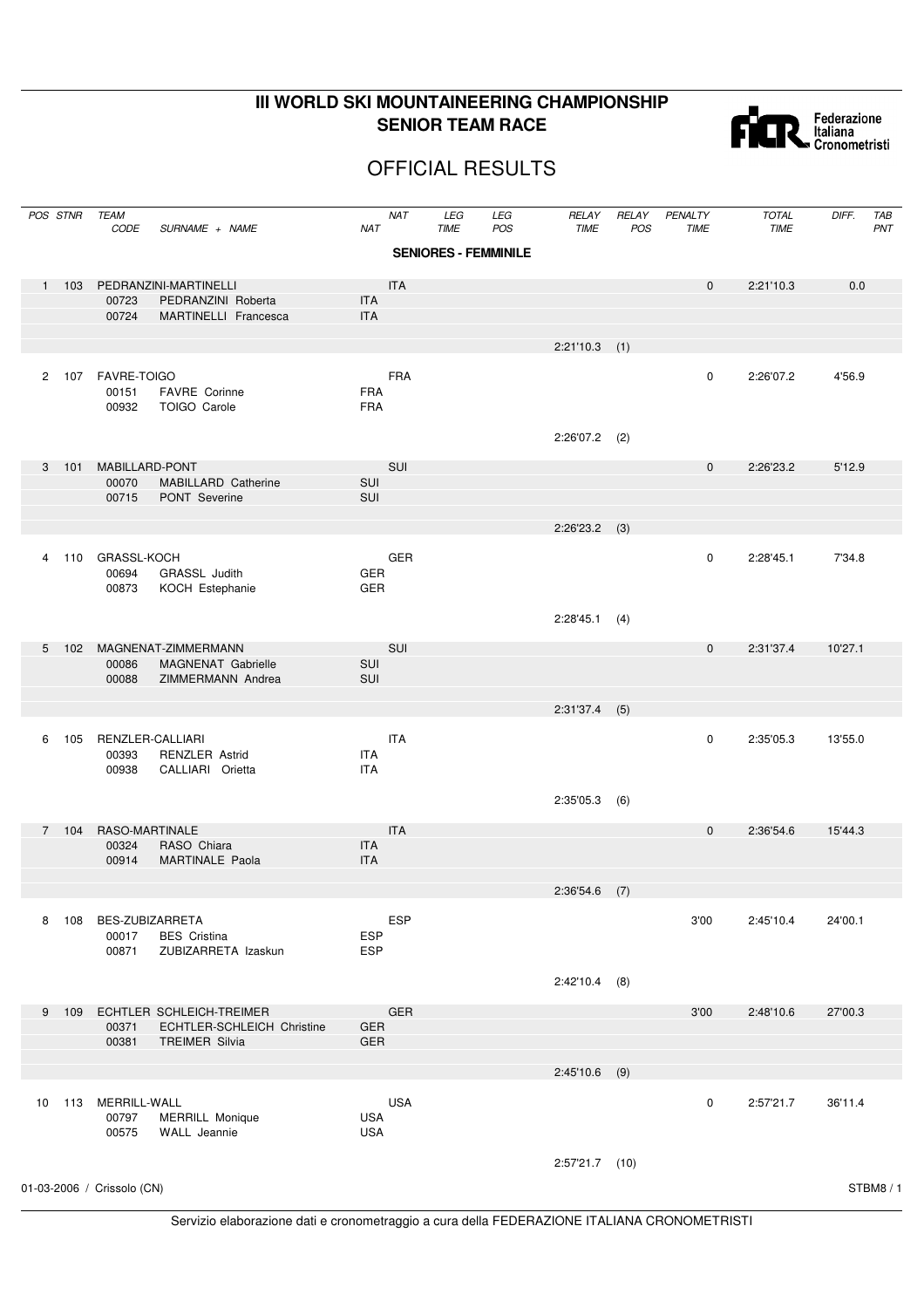# III WORLD SKI MOUNTAINEERING CHAMPIONSHIP
## SENIOR TEAM RACE

## OFFICIAL RESULTS

**SENIORES - FEMMINILE**

| POS | STNR | TEAM CODE | SURNAME + NAME | NAT | NAT | LEG TIME | LEG POS | RELAY TIME | RELAY POS | PENALTY TIME | TOTAL TIME | DIFF. | TAB PNT |
|---|---|---|---|---|---|---|---|---|---|---|---|---|---|
| 1 | 103 | PEDRANZINI-MARTINELLI | | | ITA | | | | | 0 | 2:21'10.3 | 0.0 | |
| | | 00723 | PEDRANZINI Roberta | ITA | | | | | | | | | |
| | | 00724 | MARTINELLI Francesca | ITA | | | | | | | | | |
| | | | | | | | | 2:21'10.3 | (1) | | | | |
| 2 | 107 | FAVRE-TOIGO | | | FRA | | | | | 0 | 2:26'07.2 | 4'56.9 | |
| | | 00151 | FAVRE Corinne | FRA | | | | | | | | | |
| | | 00932 | TOIGO Carole | FRA | | | | | | | | | |
| | | | | | | | | 2:26'07.2 | (2) | | | | |
| 3 | 101 | MABILLARD-PONT | | | SUI | | | | | 0 | 2:26'23.2 | 5'12.9 | |
| | | 00070 | MABILLARD Catherine | SUI | | | | | | | | | |
| | | 00715 | PONT Severine | SUI | | | | | | | | | |
| | | | | | | | | 2:26'23.2 | (3) | | | | |
| 4 | 110 | GRASSL-KOCH | | | GER | | | | | 0 | 2:28'45.1 | 7'34.8 | |
| | | 00694 | GRASSL Judith | GER | | | | | | | | | |
| | | 00873 | KOCH Estephanie | GER | | | | | | | | | |
| | | | | | | | | 2:28'45.1 | (4) | | | | |
| 5 | 102 | MAGNENAT-ZIMMERMANN | | | SUI | | | | | 0 | 2:31'37.4 | 10'27.1 | |
| | | 00086 | MAGNENAT Gabrielle | SUI | | | | | | | | | |
| | | 00088 | ZIMMERMANN Andrea | SUI | | | | | | | | | |
| | | | | | | | | 2:31'37.4 | (5) | | | | |
| 6 | 105 | RENZLER-CALLIARI | | | ITA | | | | | 0 | 2:35'05.3 | 13'55.0 | |
| | | 00393 | RENZLER Astrid | ITA | | | | | | | | | |
| | | 00938 | CALLIARI Orietta | ITA | | | | | | | | | |
| | | | | | | | | 2:35'05.3 | (6) | | | | |
| 7 | 104 | RASO-MARTINALE | | | ITA | | | | | 0 | 2:36'54.6 | 15'44.3 | |
| | | 00324 | RASO Chiara | ITA | | | | | | | | | |
| | | 00914 | MARTINALE Paola | ITA | | | | | | | | | |
| | | | | | | | | 2:36'54.6 | (7) | | | | |
| 8 | 108 | BES-ZUBIZARRETA | | | ESP | | | | | 3'00 | 2:45'10.4 | 24'00.1 | |
| | | 00017 | BES Cristina | ESP | | | | | | | | | |
| | | 00871 | ZUBIZARRETA Izaskun | ESP | | | | | | | | | |
| | | | | | | | | 2:42'10.4 | (8) | | | | |
| 9 | 109 | ECHTLER SCHLEICH-TREIMER | | | GER | | | | | 3'00 | 2:48'10.6 | 27'00.3 | |
| | | 00371 | ECHTLER-SCHLEICH Christine | GER | | | | | | | | | |
| | | 00381 | TREIMER Silvia | GER | | | | | | | | | |
| | | | | | | | | 2:45'10.6 | (9) | | | | |
| 10 | 113 | MERRILL-WALL | | | USA | | | | | 0 | 2:57'21.7 | 36'11.4 | |
| | | 00797 | MERRILL Monique | USA | | | | | | | | | |
| | | 00575 | WALL Jeannie | USA | | | | | | | | | |
| | | | | | | | | 2:57'21.7 | (10) | | | | |

01-03-2006 / Crissolo (CN)

Servizio elaborazione dati e cronometraggio a cura della FEDERAZIONE ITALIANA CRONOMETRISTI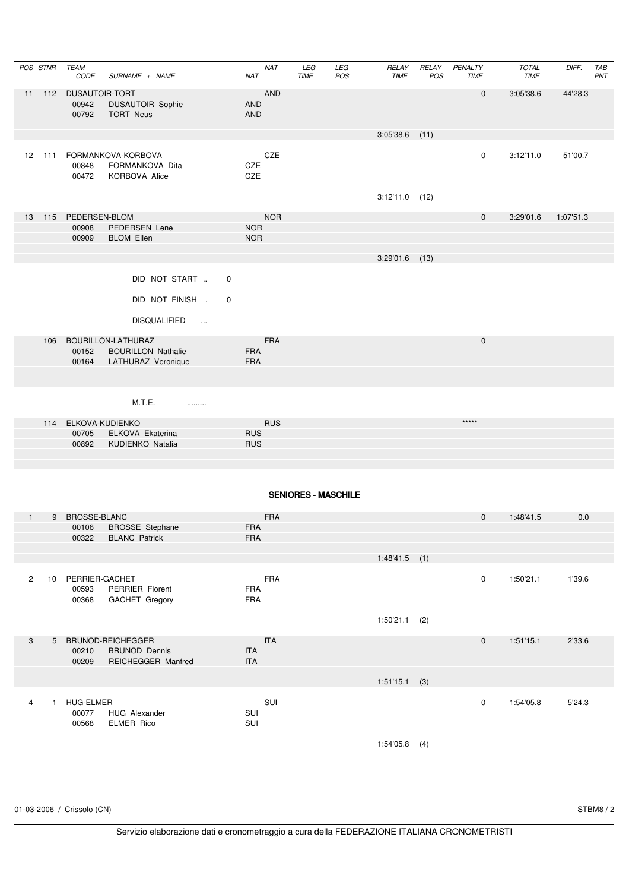| POS | STNR | TEAM CODE | SURNAME + NAME | NAT | NAT | LEG TIME | LEG POS | RELAY TIME | RELAY POS | PENALTY TIME | TOTAL TIME | DIFF. | TAB PNT |
|---|---|---|---|---|---|---|---|---|---|---|---|---|---|
| 11 | 112 | DUSAUTOIR-TORT | | | AND | | | | | 0 | 3:05'38.6 | 44'28.3 | |
| | | 00942 | DUSAUTOIR Sophie | AND | | | | | | | | | |
| | | 00792 | TORT Neus | AND | | | | | | | | | |
| | | | | | | | | 3:05'38.6 | (11) | | | | |
| 12 | 111 | FORMANKOVA-KORBOVA | | | CZE | | | | | 0 | 3:12'11.0 | 51'00.7 | |
| | | 00848 | FORMANKOVA Dita | CZE | | | | | | | | | |
| | | 00472 | KORBOVA Alice | CZE | | | | | | | | | |
| | | | | | | | | 3:12'11.0 | (12) | | | | |
| 13 | 115 | PEDERSEN-BLOM | | | NOR | | | | | 0 | 3:29'01.6 | 1:07'51.3 | |
| | | 00908 | PEDERSEN Lene | NOR | | | | | | | | | |
| | | 00909 | BLOM Ellen | NOR | | | | | | | | | |
| | | | | | | | | 3:29'01.6 | (13) | | | | |

DID NOT START .. 0

DID NOT FINISH . 0

DISQUALIFIED ...

| POS | STNR | TEAM CODE | SURNAME + NAME | NAT | NAT | LEG TIME | LEG POS | RELAY TIME | RELAY POS | PENALTY TIME | TOTAL TIME | DIFF. | TAB PNT |
|---|---|---|---|---|---|---|---|---|---|---|---|---|---|
| | 106 | BOURILLON-LATHURAZ | | | FRA | | | | | 0 | | | |
| | | 00152 | BOURILLON Nathalie | FRA | | | | | | | | | |
| | | 00164 | LATHURAZ Veronique | FRA | | | | | | | | | |

M.T.E. .........

| POS | STNR | TEAM CODE | SURNAME + NAME | NAT | NAT | LEG TIME | LEG POS | RELAY TIME | RELAY POS | PENALTY TIME | TOTAL TIME | DIFF. | TAB PNT |
|---|---|---|---|---|---|---|---|---|---|---|---|---|---|
| | 114 | ELKOVA-KUDIENKO | | | RUS | | | | | ***** | | | |
| | | 00705 | ELKOVA Ekaterina | RUS | | | | | | | | | |
| | | 00892 | KUDIENKO Natalia | RUS | | | | | | | | | |

## SENIORES - MASCHILE

| POS | STNR | TEAM CODE | SURNAME + NAME | NAT | NAT | LEG TIME | LEG POS | RELAY TIME | RELAY POS | PENALTY TIME | TOTAL TIME | DIFF. | TAB PNT |
|---|---|---|---|---|---|---|---|---|---|---|---|---|---|
| 1 | 9 | BROSSE-BLANC | | | FRA | | | | | 0 | 1:48'41.5 | 0.0 | |
| | | 00106 | BROSSE Stephane | FRA | | | | | | | | | |
| | | 00322 | BLANC Patrick | FRA | | | | | | | | | |
| | | | | | | | | 1:48'41.5 | (1) | | | | |
| 2 | 10 | PERRIER-GACHET | | | FRA | | | | | 0 | 1:50'21.1 | 1'39.6 | |
| | | 00593 | PERRIER Florent | FRA | | | | | | | | | |
| | | 00368 | GACHET Gregory | FRA | | | | | | | | | |
| | | | | | | | | 1:50'21.1 | (2) | | | | |
| 3 | 5 | BRUNOD-REICHEGGER | | | ITA | | | | | 0 | 1:51'15.1 | 2'33.6 | |
| | | 00210 | BRUNOD Dennis | ITA | | | | | | | | | |
| | | 00209 | REICHEGGER Manfred | ITA | | | | | | | | | |
| | | | | | | | | 1:51'15.1 | (3) | | | | |
| 4 | 1 | HUG-ELMER | | | SUI | | | | | 0 | 1:54'05.8 | 5'24.3 | |
| | | 00077 | HUG Alexander | SUI | | | | | | | | | |
| | | 00568 | ELMER Rico | SUI | | | | | | | | | |
| | | | | | | | | 1:54'05.8 | (4) | | | | |

01-03-2006 / Crissolo (CN) STBM8 / 2

Servizio elaborazione dati e cronometraggio a cura della FEDERAZIONE ITALIANA CRONOMETRISTI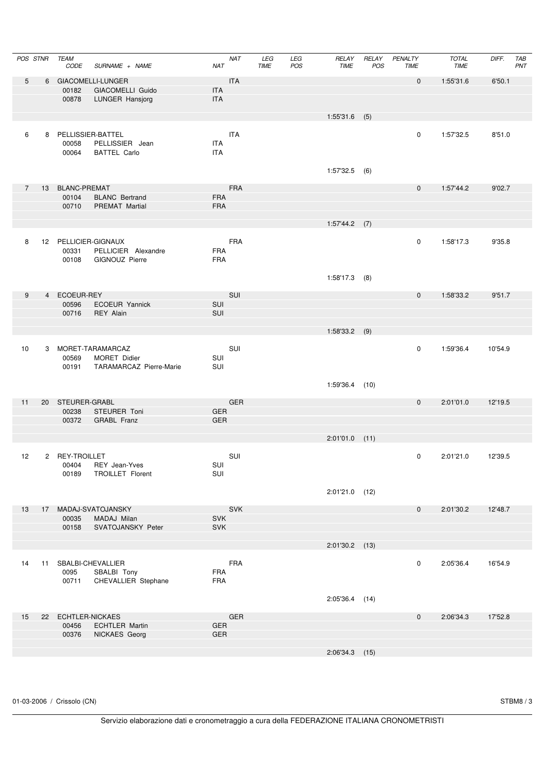| POS | STNR | TEAM CODE | SURNAME + NAME | NAT | NAT | LEG TIME | LEG POS | RELAY TIME | RELAY POS | PENALTY TIME | TOTAL TIME | DIFF. | TAB PNT |
|---|---|---|---|---|---|---|---|---|---|---|---|---|---|
| 5 | 6 | GIACOMELLI-LUNGER | | | ITA | | | | | 0 | 1:55'31.6 | 6'50.1 | |
| | | 00182 | GIACOMELLI Guido | ITA | | | | | | | | | |
| | | 00878 | LUNGER Hansjorg | ITA | | | | | | | | | |
| | | | | | | | | 1:55'31.6 | (5) | | | | |
| 6 | 8 | PELLISSIER-BATTEL | | | ITA | | | | | 0 | 1:57'32.5 | 8'51.0 | |
| | | 00058 | PELLISSIER Jean | ITA | | | | | | | | | |
| | | 00064 | BATTEL Carlo | ITA | | | | | | | | | |
| | | | | | | | | 1:57'32.5 | (6) | | | | |
| 7 | 13 | BLANC-PREMAT | | | FRA | | | | | 0 | 1:57'44.2 | 9'02.7 | |
| | | 00104 | BLANC Bertrand | FRA | | | | | | | | | |
| | | 00710 | PREMAT Martial | FRA | | | | | | | | | |
| | | | | | | | | 1:57'44.2 | (7) | | | | |
| 8 | 12 | PELLICIER-GIGNAUX | | | FRA | | | | | 0 | 1:58'17.3 | 9'35.8 | |
| | | 00331 | PELLICIER Alexandre | FRA | | | | | | | | | |
| | | 00108 | GIGNOUZ Pierre | FRA | | | | | | | | | |
| | | | | | | | | 1:58'17.3 | (8) | | | | |
| 9 | 4 | ECOEUR-REY | | | SUI | | | | | 0 | 1:58'33.2 | 9'51.7 | |
| | | 00596 | ECOEUR Yannick | SUI | | | | | | | | | |
| | | 00716 | REY Alain | SUI | | | | | | | | | |
| | | | | | | | | 1:58'33.2 | (9) | | | | |
| 10 | 3 | MORET-TARAMARCAZ | | | SUI | | | | | 0 | 1:59'36.4 | 10'54.9 | |
| | | 00569 | MORET Didier | SUI | | | | | | | | | |
| | | 00191 | TARAMARCAZ Pierre-Marie | SUI | | | | | | | | | |
| | | | | | | | | 1:59'36.4 | (10) | | | | |
| 11 | 20 | STEURER-GRABL | | | GER | | | | | 0 | 2:01'01.0 | 12'19.5 | |
| | | 00238 | STEURER Toni | GER | | | | | | | | | |
| | | 00372 | GRABL Franz | GER | | | | | | | | | |
| | | | | | | | | 2:01'01.0 | (11) | | | | |
| 12 | 2 | REY-TROILLET | | | SUI | | | | | 0 | 2:01'21.0 | 12'39.5 | |
| | | 00404 | REY Jean-Yves | SUI | | | | | | | | | |
| | | 00189 | TROILLET Florent | SUI | | | | | | | | | |
| | | | | | | | | 2:01'21.0 | (12) | | | | |
| 13 | 17 | MADAJ-SVATOJANSKY | | | SVK | | | | | 0 | 2:01'30.2 | 12'48.7 | |
| | | 00035 | MADAJ Milan | SVK | | | | | | | | | |
| | | 00158 | SVATOJANSKY Peter | SVK | | | | | | | | | |
| | | | | | | | | 2:01'30.2 | (13) | | | | |
| 14 | 11 | SBALBI-CHEVALLIER | | | FRA | | | | | 0 | 2:05'36.4 | 16'54.9 | |
| | | 0095 | SBALBI Tony | FRA | | | | | | | | | |
| | | 00711 | CHEVALLIER Stephane | FRA | | | | | | | | | |
| | | | | | | | | 2:05'36.4 | (14) | | | | |
| 15 | 22 | ECHTLER-NICKAES | | | GER | | | | | 0 | 2:06'34.3 | 17'52.8 | |
| | | 00456 | ECHTLER Martin | GER | | | | | | | | | |
| | | 00376 | NICKAES Georg | GER | | | | | | | | | |
| | | | | | | | | 2:06'34.3 | (15) | | | | |

01-03-2006 / Crissolo (CN)

STBM8 / 3

Servizio elaborazione dati e cronometraggio a cura della FEDERAZIONE ITALIANA CRONOMETRISTI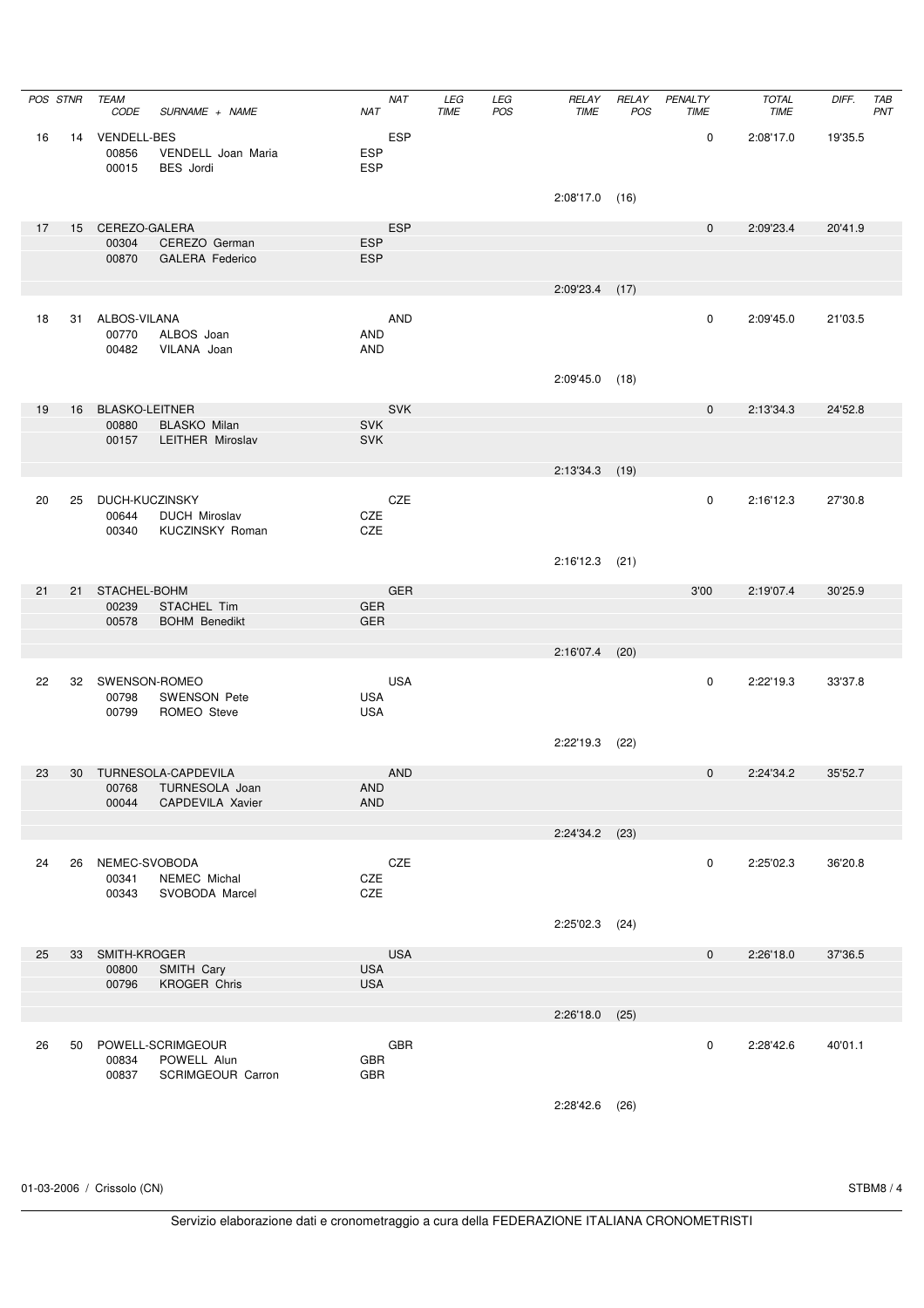| POS | STNR | TEAM CODE | SURNAME + NAME | NAT | NAT | LEG TIME | LEG POS | RELAY TIME | RELAY POS | PENALTY TIME | TOTAL TIME | DIFF. | TAB PNT |
|---|---|---|---|---|---|---|---|---|---|---|---|---|---|
| 16 | 14 | VENDELL-BES | | | ESP | | | | | 0 | 2:08'17.0 | 19'35.5 | |
| | | 00856 | VENDELL Joan Maria | ESP | | | | | | | | | |
| | | 00015 | BES Jordi | ESP | | | | | | | | | |
| | | | | | | | | 2:08'17.0 | (16) | | | | |
| 17 | 15 | CEREZO-GALERA | | | ESP | | | | | 0 | 2:09'23.4 | 20'41.9 | |
| | | 00304 | CEREZO German | ESP | | | | | | | | | |
| | | 00870 | GALERA Federico | ESP | | | | | | | | | |
| | | | | | | | | 2:09'23.4 | (17) | | | | |
| 18 | 31 | ALBOS-VILANA | | | AND | | | | | 0 | 2:09'45.0 | 21'03.5 | |
| | | 00770 | ALBOS Joan | AND | | | | | | | | | |
| | | 00482 | VILANA Joan | AND | | | | | | | | | |
| | | | | | | | | 2:09'45.0 | (18) | | | | |
| 19 | 16 | BLASKO-LEITNER | | | SVK | | | | | 0 | 2:13'34.3 | 24'52.8 | |
| | | 00880 | BLASKO Milan | SVK | | | | | | | | | |
| | | 00157 | LEITHER Miroslav | SVK | | | | | | | | | |
| | | | | | | | | 2:13'34.3 | (19) | | | | |
| 20 | 25 | DUCH-KUCZINSKY | | | CZE | | | | | 0 | 2:16'12.3 | 27'30.8 | |
| | | 00644 | DUCH Miroslav | CZE | | | | | | | | | |
| | | 00340 | KUCZINSKY Roman | CZE | | | | | | | | | |
| | | | | | | | | 2:16'12.3 | (21) | | | | |
| 21 | 21 | STACHEL-BOHM | | | GER | | | | | 3'00 | 2:19'07.4 | 30'25.9 | |
| | | 00239 | STACHEL Tim | GER | | | | | | | | | |
| | | 00578 | BOHM Benedikt | GER | | | | | | | | | |
| | | | | | | | | 2:16'07.4 | (20) | | | | |
| 22 | 32 | SWENSON-ROMEO | | | USA | | | | | 0 | 2:22'19.3 | 33'37.8 | |
| | | 00798 | SWENSON Pete | USA | | | | | | | | | |
| | | 00799 | ROMEO Steve | USA | | | | | | | | | |
| | | | | | | | | 2:22'19.3 | (22) | | | | |
| 23 | 30 | TURNESOLA-CAPDEVILA | | | AND | | | | | 0 | 2:24'34.2 | 35'52.7 | |
| | | 00768 | TURNESOLA Joan | AND | | | | | | | | | |
| | | 00044 | CAPDEVILA Xavier | AND | | | | | | | | | |
| | | | | | | | | 2:24'34.2 | (23) | | | | |
| 24 | 26 | NEMEC-SVOBODA | | | CZE | | | | | 0 | 2:25'02.3 | 36'20.8 | |
| | | 00341 | NEMEC Michal | CZE | | | | | | | | | |
| | | 00343 | SVOBODA Marcel | CZE | | | | | | | | | |
| | | | | | | | | 2:25'02.3 | (24) | | | | |
| 25 | 33 | SMITH-KROGER | | | USA | | | | | 0 | 2:26'18.0 | 37'36.5 | |
| | | 00800 | SMITH Cary | USA | | | | | | | | | |
| | | 00796 | KROGER Chris | USA | | | | | | | | | |
| | | | | | | | | 2:26'18.0 | (25) | | | | |
| 26 | 50 | POWELL-SCRIMGEOUR | | | GBR | | | | | 0 | 2:28'42.6 | 40'01.1 | |
| | | 00834 | POWELL Alun | GBR | | | | | | | | | |
| | | 00837 | SCRIMGEOUR Carron | GBR | | | | | | | | | |
| | | | | | | | | 2:28'42.6 | (26) | | | | |

01-03-2006 / Crissolo (CN)

STBM8 / 4

Servizio elaborazione dati e cronometraggio a cura della FEDERAZIONE ITALIANA CRONOMETRISTI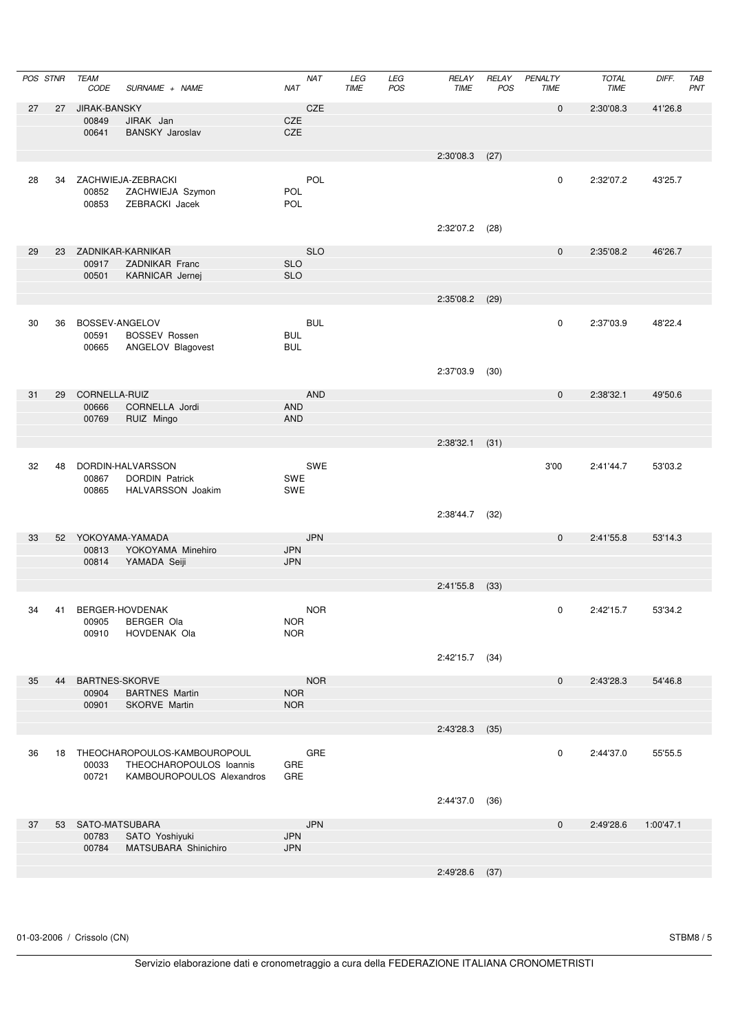| POS | STNR | TEAM CODE | SURNAME + NAME | NAT | NAT | LEG TIME | LEG POS | RELAY TIME | RELAY POS | PENALTY TIME | TOTAL TIME | DIFF. | TAB PNT |
|---|---|---|---|---|---|---|---|---|---|---|---|---|---|
| 27 | 27 | JIRAK-BANSKY | | | CZE | | | | | 0 | 2:30'08.3 | 41'26.8 | |
| | | 00849 | JIRAK Jan | CZE | | | | | | | | | |
| | | 00641 | BANSKY Jaroslav | CZE | | | | | | | | | |
| | | | | | | | | 2:30'08.3 | (27) | | | | |
| 28 | 34 | ZACHWIEJA-ZEBRACKI | | | POL | | | | | 0 | 2:32'07.2 | 43'25.7 | |
| | | 00852 | ZACHWIEJA Szymon | POL | | | | | | | | | |
| | | 00853 | ZEBRACKI Jacek | POL | | | | | | | | | |
| | | | | | | | | 2:32'07.2 | (28) | | | | |
| 29 | 23 | ZADNIKAR-KARNIKAR | | | SLO | | | | | 0 | 2:35'08.2 | 46'26.7 | |
| | | 00917 | ZADNIKAR Franc | SLO | | | | | | | | | |
| | | 00501 | KARNICAR Jernej | SLO | | | | | | | | | |
| | | | | | | | | 2:35'08.2 | (29) | | | | |
| 30 | 36 | BOSSEV-ANGELOV | | | BUL | | | | | 0 | 2:37'03.9 | 48'22.4 | |
| | | 00591 | BOSSEV Rossen | BUL | | | | | | | | | |
| | | 00665 | ANGELOV Blagovest | BUL | | | | | | | | | |
| | | | | | | | | 2:37'03.9 | (30) | | | | |
| 31 | 29 | CORNELLA-RUIZ | | | AND | | | | | 0 | 2:38'32.1 | 49'50.6 | |
| | | 00666 | CORNELLA Jordi | AND | | | | | | | | | |
| | | 00769 | RUIZ Mingo | AND | | | | | | | | | |
| | | | | | | | | 2:38'32.1 | (31) | | | | |
| 32 | 48 | DORDIN-HALVARSSON | | | SWE | | | | | 3'00 | 2:41'44.7 | 53'03.2 | |
| | | 00867 | DORDIN Patrick | SWE | | | | | | | | | |
| | | 00865 | HALVARSSON Joakim | SWE | | | | | | | | | |
| | | | | | | | | 2:38'44.7 | (32) | | | | |
| 33 | 52 | YOKOYAMA-YAMADA | | | JPN | | | | | 0 | 2:41'55.8 | 53'14.3 | |
| | | 00813 | YOKOYAMA Minehiro | JPN | | | | | | | | | |
| | | 00814 | YAMADA Seiji | JPN | | | | | | | | | |
| | | | | | | | | 2:41'55.8 | (33) | | | | |
| 34 | 41 | BERGER-HOVDENAK | | | NOR | | | | | 0 | 2:42'15.7 | 53'34.2 | |
| | | 00905 | BERGER Ola | NOR | | | | | | | | | |
| | | 00910 | HOVDENAK Ola | NOR | | | | | | | | | |
| | | | | | | | | 2:42'15.7 | (34) | | | | |
| 35 | 44 | BARTNES-SKORVE | | | NOR | | | | | 0 | 2:43'28.3 | 54'46.8 | |
| | | 00904 | BARTNES Martin | NOR | | | | | | | | | |
| | | 00901 | SKORVE Martin | NOR | | | | | | | | | |
| | | | | | | | | 2:43'28.3 | (35) | | | | |
| 36 | 18 | THEOCHAROPOULOS-KAMBOUROPOUL | | | GRE | | | | | 0 | 2:44'37.0 | 55'55.5 | |
| | | 00033 | THEOCHAROPOULOS Ioannis | GRE | | | | | | | | | |
| | | 00721 | KAMBOUROPOULOS Alexandros | GRE | | | | | | | | | |
| | | | | | | | | 2:44'37.0 | (36) | | | | |
| 37 | 53 | SATO-MATSUBARA | | | JPN | | | | | 0 | 2:49'28.6 | 1:00'47.1 | |
| | | 00783 | SATO Yoshiyuki | JPN | | | | | | | | | |
| | | 00784 | MATSUBARA Shinichiro | JPN | | | | | | | | | |
| | | | | | | | | 2:49'28.6 | (37) | | | | |

01-03-2006 / Crissolo (CN) STBM8 / 5

Servizio elaborazione dati e cronometraggio a cura della FEDERAZIONE ITALIANA CRONOMETRISTI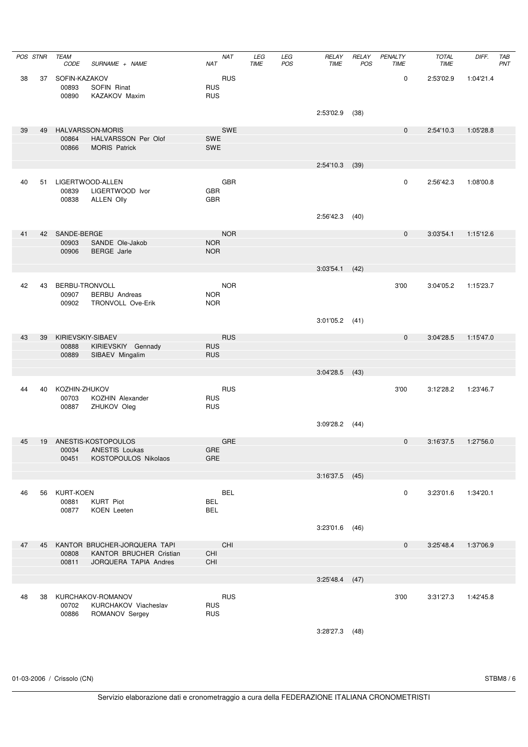| POS | STNR | TEAM CODE | SURNAME + NAME | NAT | LEG TIME | LEG POS | RELAY TIME | RELAY POS | PENALTY TIME | TOTAL TIME | DIFF. | TAB PNT |
|---|---|---|---|---|---|---|---|---|---|---|---|---|
| 38 | 37 | SOFIN-KAZAKOV | | RUS | | | | | 0 | 2:53'02.9 | 1:04'21.4 | |
| | | 00893 | SOFIN Rinat | RUS | | | | | | | | |
| | | 00890 | KAZAKOV Maxim | RUS | | | | | | | | |
| | | | | | | | 2:53'02.9 | (38) | | | | |
| 39 | 49 | HALVARSSON-MORIS | | SWE | | | | | 0 | 2:54'10.3 | 1:05'28.8 | |
| | | 00864 | HALVARSSON Per Olof | SWE | | | | | | | | |
| | | 00866 | MORIS Patrick | SWE | | | | | | | | |
| | | | | | | | 2:54'10.3 | (39) | | | | |
| 40 | 51 | LIGERTWOOD-ALLEN | | GBR | | | | | 0 | 2:56'42.3 | 1:08'00.8 | |
| | | 00839 | LIGERTWOOD Ivor | GBR | | | | | | | | |
| | | 00838 | ALLEN Olly | GBR | | | | | | | | |
| | | | | | | | 2:56'42.3 | (40) | | | | |
| 41 | 42 | SANDE-BERGE | | NOR | | | | | 0 | 3:03'54.1 | 1:15'12.6 | |
| | | 00903 | SANDE Ole-Jakob | NOR | | | | | | | | |
| | | 00906 | BERGE Jarle | NOR | | | | | | | | |
| | | | | | | | 3:03'54.1 | (42) | | | | |
| 42 | 43 | BERBU-TRONVOLL | | NOR | | | | | 3'00 | 3:04'05.2 | 1:15'23.7 | |
| | | 00907 | BERBU Andreas | NOR | | | | | | | | |
| | | 00902 | TRONVOLL Ove-Erik | NOR | | | | | | | | |
| | | | | | | | 3:01'05.2 | (41) | | | | |
| 43 | 39 | KIRIEVSKIY-SIBAEV | | RUS | | | | | 0 | 3:04'28.5 | 1:15'47.0 | |
| | | 00888 | KIRIEVSKIY Gennady | RUS | | | | | | | | |
| | | 00889 | SIBAEV Mingalim | RUS | | | | | | | | |
| | | | | | | | 3:04'28.5 | (43) | | | | |
| 44 | 40 | KOZHIN-ZHUKOV | | RUS | | | | | 3'00 | 3:12'28.2 | 1:23'46.7 | |
| | | 00703 | KOZHIN Alexander | RUS | | | | | | | | |
| | | 00887 | ZHUKOV Oleg | RUS | | | | | | | | |
| | | | | | | | 3:09'28.2 | (44) | | | | |
| 45 | 19 | ANESTIS-KOSTOPOULOS | | GRE | | | | | 0 | 3:16'37.5 | 1:27'56.0 | |
| | | 00034 | ANESTIS Loukas | GRE | | | | | | | | |
| | | 00451 | KOSTOPOULOS Nikolaos | GRE | | | | | | | | |
| | | | | | | | 3:16'37.5 | (45) | | | | |
| 46 | 56 | KURT-KOEN | | BEL | | | | | 0 | 3:23'01.6 | 1:34'20.1 | |
| | | 00881 | KURT Piot | BEL | | | | | | | | |
| | | 00877 | KOEN Leeten | BEL | | | | | | | | |
| | | | | | | | 3:23'01.6 | (46) | | | | |
| 47 | 45 | KANTOR BRUCHER-JORQUERA TAPI | | CHI | | | | | 0 | 3:25'48.4 | 1:37'06.9 | |
| | | 00808 | KANTOR BRUCHER Cristian | CHI | | | | | | | | |
| | | 00811 | JORQUERA TAPIA Andres | CHI | | | | | | | | |
| | | | | | | | 3:25'48.4 | (47) | | | | |
| 48 | 38 | KURCHAKOV-ROMANOV | | RUS | | | | | 3'00 | 3:31'27.3 | 1:42'45.8 | |
| | | 00702 | KURCHAKOV Viacheslav | RUS | | | | | | | | |
| | | 00886 | ROMANOV Sergey | RUS | | | | | | | | |
| | | | | | | | 3:28'27.3 | (48) | | | | |

01-03-2006 / Crissolo (CN)

STBM8 / 6

Servizio elaborazione dati e cronometraggio a cura della FEDERAZIONE ITALIANA CRONOMETRISTI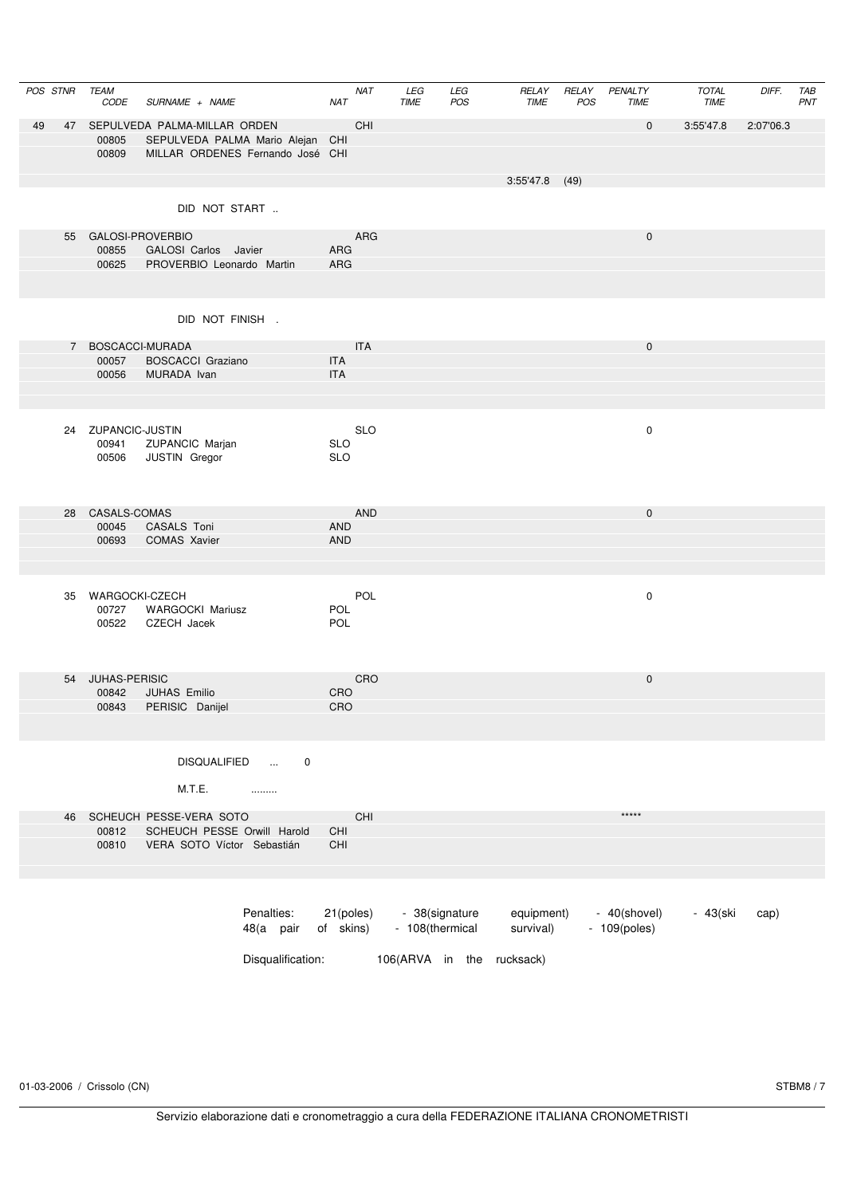| POS | STNR | TEAM CODE | SURNAME + NAME | NAT | NAT | LEG TIME | LEG POS | RELAY TIME | RELAY POS | PENALTY TIME | TOTAL TIME | DIFF. | TAB PNT |
|---|---|---|---|---|---|---|---|---|---|---|---|---|---|
| 49 | 47 | SEPULVEDA PALMA-MILLAR ORDEN | | | CHI | | | | | 0 | 3:55'47.8 | 2:07'06.3 | |
| | | 00805 | SEPULVEDA PALMA Mario Alejan | CHI | | | | | | | | | |
| | | 00809 | MILLAR ORDENES Fernando José | CHI | | | | | | | | | |
| | | | | | | | | 3:55'47.8 | (49) | | | | |

DID NOT START ..

| POS | STNR | TEAM CODE | SURNAME + NAME | NAT | NAT | LEG TIME | LEG POS | RELAY TIME | RELAY POS | PENALTY TIME | TOTAL TIME | DIFF. | TAB PNT |
|---|---|---|---|---|---|---|---|---|---|---|---|---|---|
| | 55 | GALOSI-PROVERBIO | | | ARG | | | | | 0 | | | |
| | | 00855 | GALOSI Carlos Javier | ARG | | | | | | | | | |
| | | 00625 | PROVERBIO Leonardo Martin | ARG | | | | | | | | | |

DID NOT FINISH .

| POS | STNR | TEAM CODE | SURNAME + NAME | NAT | NAT | LEG TIME | LEG POS | RELAY TIME | RELAY POS | PENALTY TIME | TOTAL TIME | DIFF. | TAB PNT |
|---|---|---|---|---|---|---|---|---|---|---|---|---|---|
| | 7 | BOSCACCI-MURADA | | | ITA | | | | | 0 | | | |
| | | 00057 | BOSCACCI Graziano | ITA | | | | | | | | | |
| | | 00056 | MURADA Ivan | ITA | | | | | | | | | |
| | 24 | ZUPANCIC-JUSTIN | | | SLO | | | | | 0 | | | |
| | | 00941 | ZUPANCIC Marjan | SLO | | | | | | | | | |
| | | 00506 | JUSTIN Gregor | SLO | | | | | | | | | |
| | 28 | CASALS-COMAS | | | AND | | | | | 0 | | | |
| | | 00045 | CASALS Toni | AND | | | | | | | | | |
| | | 00693 | COMAS Xavier | AND | | | | | | | | | |
| | 35 | WARGOCKI-CZECH | | | POL | | | | | 0 | | | |
| | | 00727 | WARGOCKI Mariusz | POL | | | | | | | | | |
| | | 00522 | CZECH Jacek | POL | | | | | | | | | |
| | 54 | JUHAS-PERISIC | | | CRO | | | | | 0 | | | |
| | | 00842 | JUHAS Emilio | CRO | | | | | | | | | |
| | | 00843 | PERISIC Danijel | CRO | | | | | | | | | |

DISQUALIFIED ... 0

M.T.E. .........

| POS | STNR | TEAM CODE | SURNAME + NAME | NAT | NAT | LEG TIME | LEG POS | RELAY TIME | RELAY POS | PENALTY TIME | TOTAL TIME | DIFF. | TAB PNT |
|---|---|---|---|---|---|---|---|---|---|---|---|---|---|
| | 46 | SCHEUCH PESSE-VERA SOTO | | | CHI | | | | | ***** | | | |
| | | 00812 | SCHEUCH PESSE Orwill Harold | CHI | | | | | | | | | |
| | | 00810 | VERA SOTO Víctor Sebastián | CHI | | | | | | | | | |

Penalties: 21(poles) - 38(signature equipment) - 40(shovel) - 43(ski cap) 48(a pair of skins) - 108(thermical survival) - 109(poles)

Disqualification: 106(ARVA in the rucksack)

01-03-2006 / Crissolo (CN)

Servizio elaborazione dati e cronometraggio a cura della FEDERAZIONE ITALIANA CRONOMETRISTI